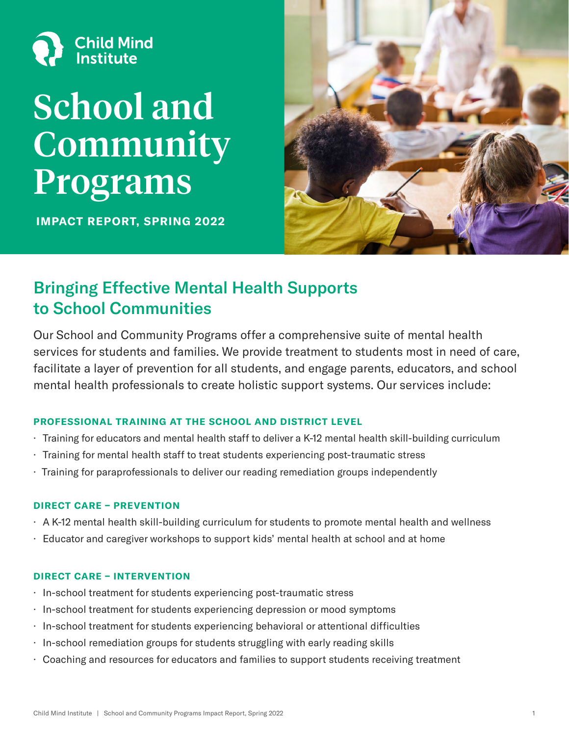Child Mind Institute

# School and Community Programs

**IMPACT REPORT, SPRING 2022**

## Bringing Effective Mental Health Supports to School Communities

Our School and Community Programs offer a comprehensive suite of mental health services for students and families. We provide treatment to students most in need of care, facilitate a layer of prevention for all students, and engage parents, educators, and school mental health professionals to create holistic support systems. Our services include:

### PROFESSIONAL TRAINING AT THE SCHOOL AND DISTRICT LEVEL

- Training for educators and mental health staff to deliver a K-12 mental health skill-building curriculum
- Training for mental health staff to treat students experiencing post-traumatic stress
- Training for paraprofessionals to deliver our reading remediation groups independently

### DIRECT CARE – PREVENTION

- A K-12 mental health skill-building curriculum for students to promote mental health and wellness
- Educator and caregiver workshops to support kids' mental health at school and at home

### DIRECT CARE – INTERVENTION

- In-school treatment for students experiencing post-traumatic stress
- In-school treatment for students experiencing depression or mood symptoms
- In-school treatment for students experiencing behavioral or attentional difficulties
- In-school remediation groups for students struggling with early reading skills
- Coaching and resources for educators and families to support students receiving treatment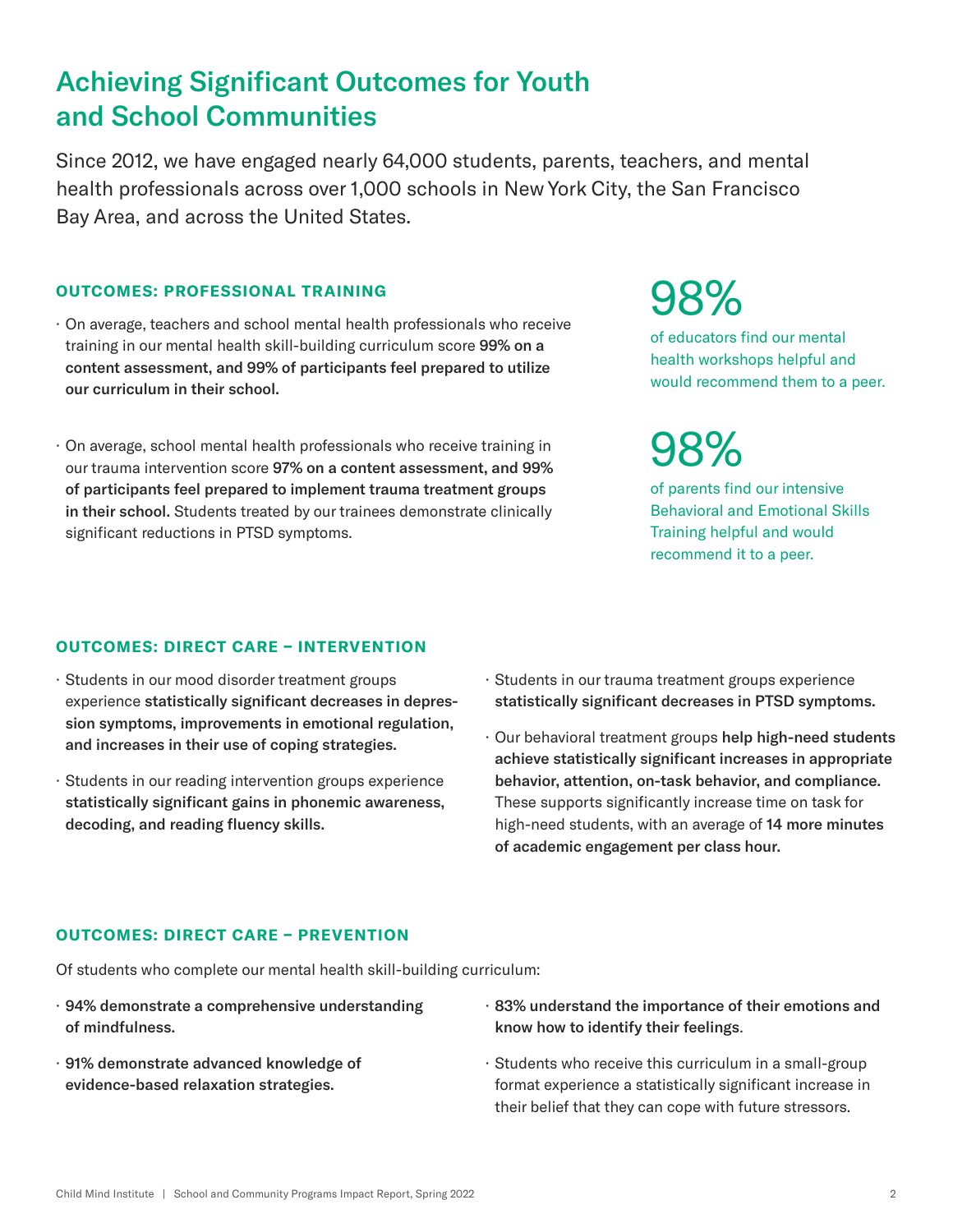# Achieving Significant Outcomes for Youth and School Communities

Since 2012, we have engaged nearly 64,000 students, parents, teachers, and mental health professionals across over 1,000 schools in New York City, the San Francisco Bay Area, and across the United States.

### OUTCOMES: PROFESSIONAL TRAINING

- On average, teachers and school mental health professionals who receive training in our mental health skill-building curriculum score **99% on a content assessment, and 99% of participants feel prepared to utilize our curriculum in their school.**
- On average, school mental health professionals who receive training in our trauma intervention score **97% on a content assessment, and 99% of participants feel prepared to implement trauma treatment groups in their school.** Students treated by our trainees demonstrate clinically significant reductions in PTSD symptoms.

**98%**
of educators find our mental health workshops helpful and would recommend them to a peer.

**98%**
of parents find our intensive Behavioral and Emotional Skills Training helpful and would recommend it to a peer.

### OUTCOMES: DIRECT CARE – INTERVENTION

- Students in our mood disorder treatment groups experience **statistically significant decreases in depression symptoms, improvements in emotional regulation, and increases in their use of coping strategies.**
- Students in our reading intervention groups experience **statistically significant gains in phonemic awareness, decoding, and reading fluency skills.**
- Students in our trauma treatment groups experience **statistically significant decreases in PTSD symptoms.**
- Our behavioral treatment groups **help high-need students achieve statistically significant increases in appropriate behavior, attention, on-task behavior, and compliance.** These supports significantly increase time on task for high-need students, with an average of **14 more minutes of academic engagement per class hour.**

### OUTCOMES: DIRECT CARE – PREVENTION

Of students who complete our mental health skill-building curriculum:

- **94% demonstrate a comprehensive understanding of mindfulness.**
- **91% demonstrate advanced knowledge of evidence-based relaxation strategies.**
- **83% understand the importance of their emotions and know how to identify their feelings**.
- Students who receive this curriculum in a small-group format experience a statistically significant increase in their belief that they can cope with future stressors.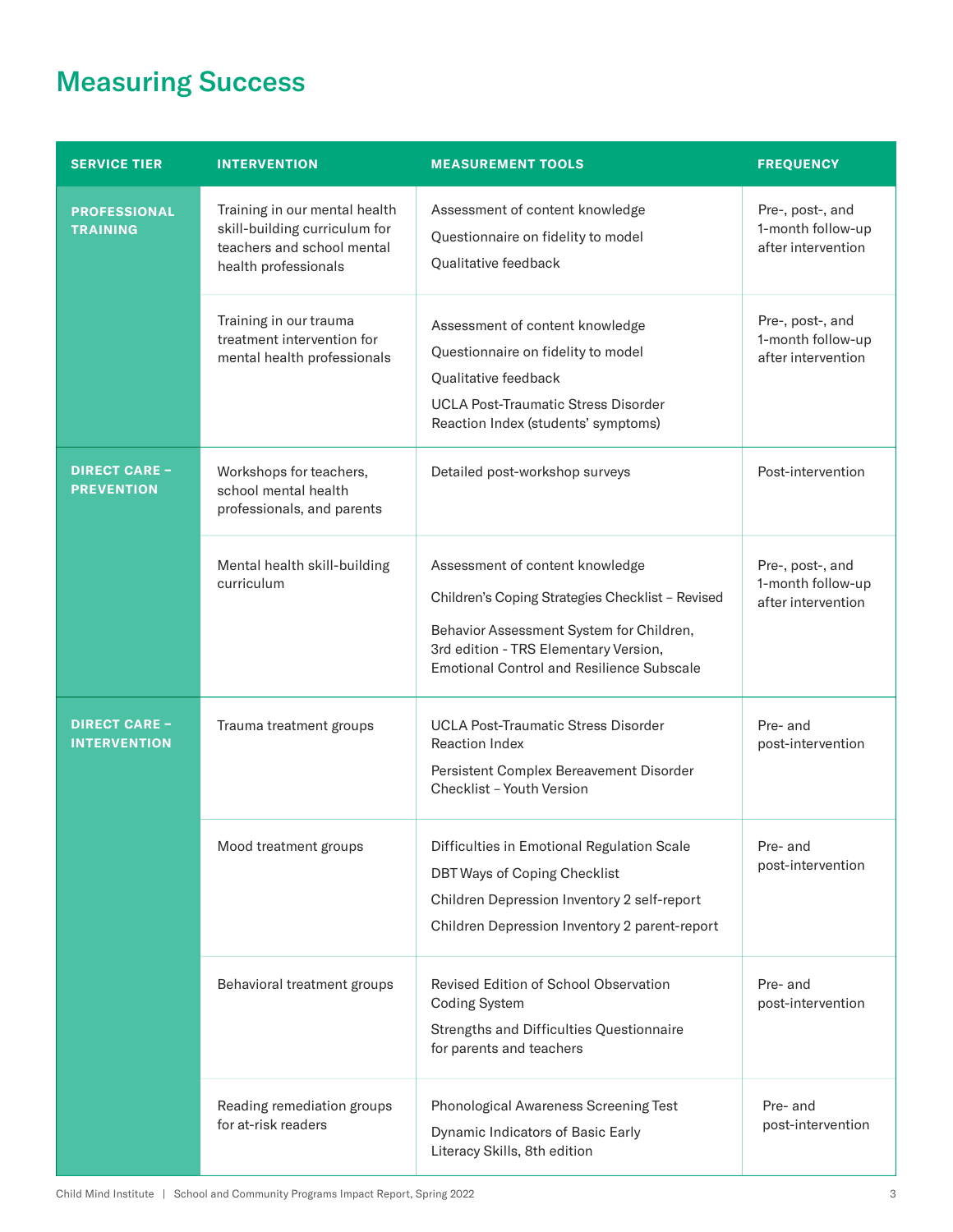# Measuring Success

| SERVICE TIER | INTERVENTION | MEASUREMENT TOOLS | FREQUENCY |
|---|---|---|---|
| PROFESSIONAL TRAINING | Training in our mental health skill-building curriculum for teachers and school mental health professionals | Assessment of content knowledge<br>Questionnaire on fidelity to model<br>Qualitative feedback | Pre-, post-, and 1-month follow-up after intervention |
| | Training in our trauma treatment intervention for mental health professionals | Assessment of content knowledge<br>Questionnaire on fidelity to model<br>Qualitative feedback<br>UCLA Post-Traumatic Stress Disorder Reaction Index (students' symptoms) | Pre-, post-, and 1-month follow-up after intervention |
| DIRECT CARE – PREVENTION | Workshops for teachers, school mental health professionals, and parents | Detailed post-workshop surveys | Post-intervention |
| | Mental health skill-building curriculum | Assessment of content knowledge<br>Children's Coping Strategies Checklist – Revised<br>Behavior Assessment System for Children, 3rd edition - TRS Elementary Version, Emotional Control and Resilience Subscale | Pre-, post-, and 1-month follow-up after intervention |
| DIRECT CARE – INTERVENTION | Trauma treatment groups | UCLA Post-Traumatic Stress Disorder Reaction Index<br>Persistent Complex Bereavement Disorder Checklist – Youth Version | Pre- and post-intervention |
| | Mood treatment groups | Difficulties in Emotional Regulation Scale<br>DBT Ways of Coping Checklist<br>Children Depression Inventory 2 self-report<br>Children Depression Inventory 2 parent-report | Pre- and post-intervention |
| | Behavioral treatment groups | Revised Edition of School Observation Coding System<br>Strengths and Difficulties Questionnaire for parents and teachers | Pre- and post-intervention |
| | Reading remediation groups for at-risk readers | Phonological Awareness Screening Test<br>Dynamic Indicators of Basic Early Literacy Skills, 8th edition | Pre- and post-intervention |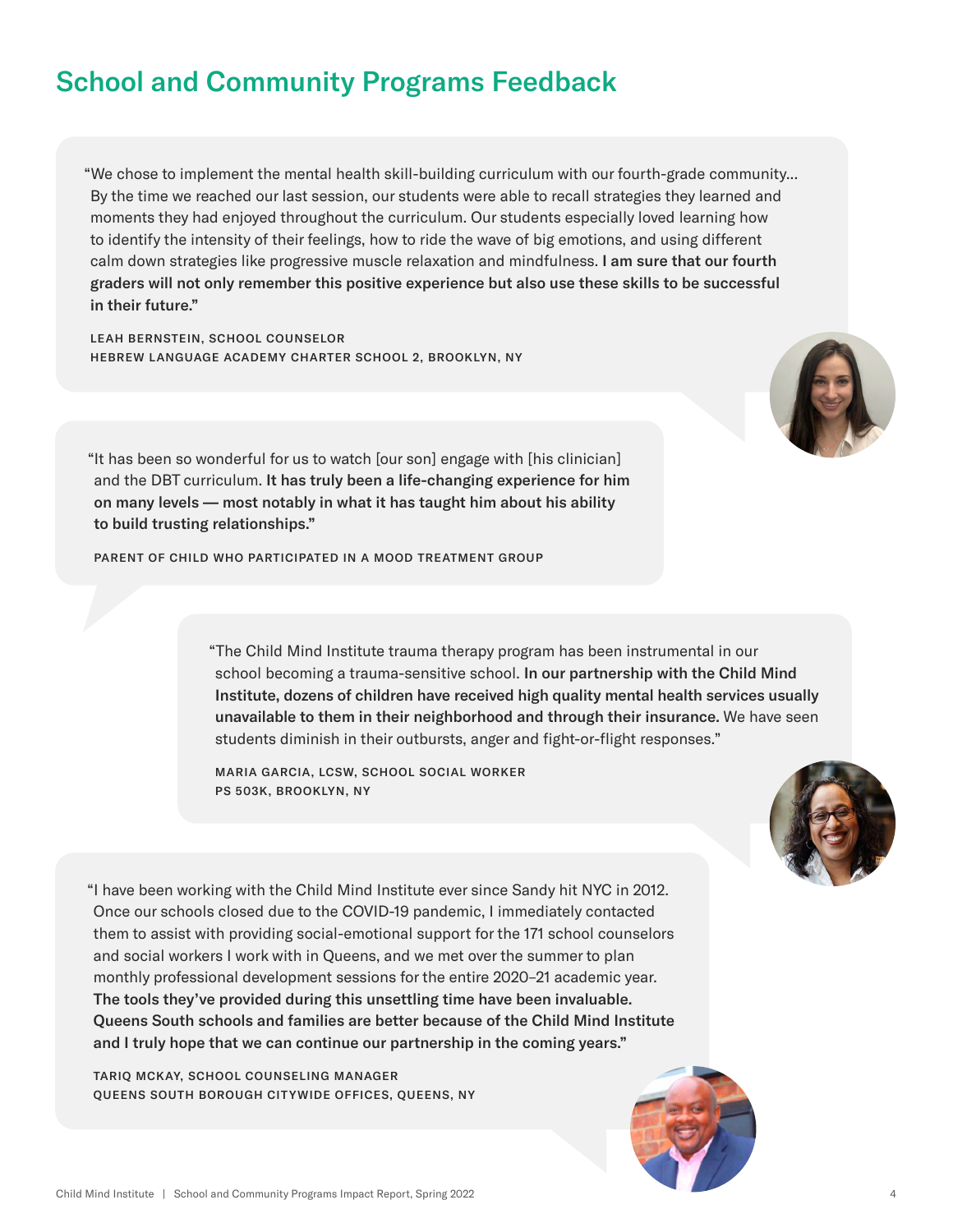# School and Community Programs Feedback

"We chose to implement the mental health skill-building curriculum with our fourth-grade community… By the time we reached our last session, our students were able to recall strategies they learned and moments they had enjoyed throughout the curriculum. Our students especially loved learning how to identify the intensity of their feelings, how to ride the wave of big emotions, and using different calm down strategies like progressive muscle relaxation and mindfulness. **I am sure that our fourth graders will not only remember this positive experience but also use these skills to be successful in their future."**

**LEAH BERNSTEIN, SCHOOL COUNSELOR**
**HEBREW LANGUAGE ACADEMY CHARTER SCHOOL 2, BROOKLYN, NY**

"It has been so wonderful for us to watch [our son] engage with [his clinician] and the DBT curriculum. **It has truly been a life-changing experience for him on many levels — most notably in what it has taught him about his ability to build trusting relationships."**

**PARENT OF CHILD WHO PARTICIPATED IN A MOOD TREATMENT GROUP**

"The Child Mind Institute trauma therapy program has been instrumental in our school becoming a trauma-sensitive school. **In our partnership with the Child Mind Institute, dozens of children have received high quality mental health services usually unavailable to them in their neighborhood and through their insurance.** We have seen students diminish in their outbursts, anger and fight-or-flight responses."

**MARIA GARCIA, LCSW, SCHOOL SOCIAL WORKER**
**PS 503K, BROOKLYN, NY**

"I have been working with the Child Mind Institute ever since Sandy hit NYC in 2012. Once our schools closed due to the COVID-19 pandemic, I immediately contacted them to assist with providing social-emotional support for the 171 school counselors and social workers I work with in Queens, and we met over the summer to plan monthly professional development sessions for the entire 2020–21 academic year. **The tools they've provided during this unsettling time have been invaluable. Queens South schools and families are better because of the Child Mind Institute and I truly hope that we can continue our partnership in the coming years."**

**TARIQ MCKAY, SCHOOL COUNSELING MANAGER**
**QUEENS SOUTH BOROUGH CITYWIDE OFFICES, QUEENS, NY**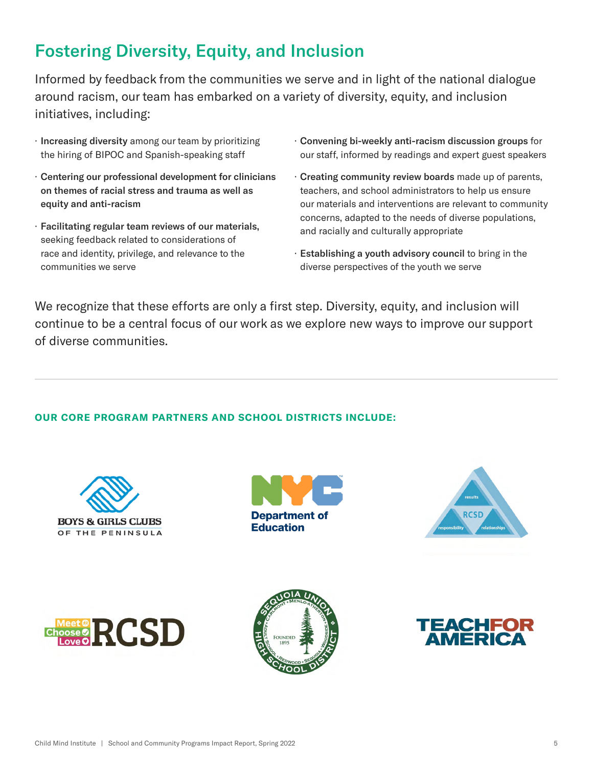## Fostering Diversity, Equity, and Inclusion

Informed by feedback from the communities we serve and in light of the national dialogue around racism, our team has embarked on a variety of diversity, equity, and inclusion initiatives, including:

- **Increasing diversity** among our team by prioritizing the hiring of BIPOC and Spanish-speaking staff
- **Centering our professional development for clinicians on themes of racial stress and trauma as well as equity and anti-racism**
- **Facilitating regular team reviews of our materials,** seeking feedback related to considerations of race and identity, privilege, and relevance to the communities we serve
- **Convening bi-weekly anti-racism discussion groups** for our staff, informed by readings and expert guest speakers
- **Creating community review boards** made up of parents, teachers, and school administrators to help us ensure our materials and interventions are relevant to community concerns, adapted to the needs of diverse populations, and racially and culturally appropriate
- **Establishing a youth advisory council** to bring in the diverse perspectives of the youth we serve

We recognize that these efforts are only a first step. Diversity, equity, and inclusion will continue to be a central focus of our work as we explore new ways to improve our support of diverse communities.

---

**OUR CORE PROGRAM PARTNERS AND SCHOOL DISTRICTS INCLUDE:**

BOYS & GIRLS CLUBS OF THE PENINSULA

NYC Department of Education

RCSD

Meet Choose Love RCSD

Sequoia Union High School District

TEACH FOR AMERICA